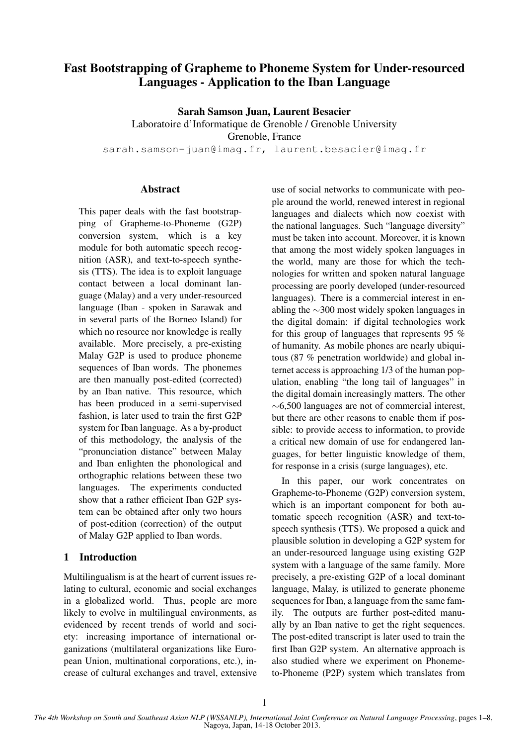# Fast Bootstrapping of Grapheme to Phoneme System for Under-resourced Languages - Application to the Iban Language

**Sarah Samson Juan, Laurent Besacier**

Laboratoire d'Informatique de Grenoble / Grenoble University
Grenoble, France

sarah.samson-juan@imag.fr, laurent.besacier@imag.fr

## Abstract

This paper deals with the fast bootstrapping of Grapheme-to-Phoneme (G2P) conversion system, which is a key module for both automatic speech recognition (ASR), and text-to-speech synthesis (TTS). The idea is to exploit language contact between a local dominant language (Malay) and a very under-resourced language (Iban - spoken in Sarawak and in several parts of the Borneo Island) for which no resource nor knowledge is really available. More precisely, a pre-existing Malay G2P is used to produce phoneme sequences of Iban words. The phonemes are then manually post-edited (corrected) by an Iban native. This resource, which has been produced in a semi-supervised fashion, is later used to train the first G2P system for Iban language. As a by-product of this methodology, the analysis of the "pronunciation distance" between Malay and Iban enlighten the phonological and orthographic relations between these two languages. The experiments conducted show that a rather efficient Iban G2P system can be obtained after only two hours of post-edition (correction) of the output of Malay G2P applied to Iban words.

## 1 Introduction

Multilingualism is at the heart of current issues relating to cultural, economic and social exchanges in a globalized world. Thus, people are more likely to evolve in multilingual environments, as evidenced by recent trends of world and society: increasing importance of international organizations (multilateral organizations like European Union, multinational corporations, etc.), increase of cultural exchanges and travel, extensive use of social networks to communicate with people around the world, renewed interest in regional languages and dialects which now coexist with the national languages. Such "language diversity" must be taken into account. Moreover, it is known that among the most widely spoken languages in the world, many are those for which the technologies for written and spoken natural language processing are poorly developed (under-resourced languages). There is a commercial interest in enabling the ~300 most widely spoken languages in the digital domain: if digital technologies work for this group of languages that represents 95 % of humanity. As mobile phones are nearly ubiquitous (87 % penetration worldwide) and global internet access is approaching 1/3 of the human population, enabling "the long tail of languages" in the digital domain increasingly matters. The other ~6,500 languages are not of commercial interest, but there are other reasons to enable them if possible: to provide access to information, to provide a critical new domain of use for endangered languages, for better linguistic knowledge of them, for response in a crisis (surge languages), etc.

In this paper, our work concentrates on Grapheme-to-Phoneme (G2P) conversion system, which is an important component for both automatic speech recognition (ASR) and text-to-speech synthesis (TTS). We proposed a quick and plausible solution in developing a G2P system for an under-resourced language using existing G2P system with a language of the same family. More precisely, a pre-existing G2P of a local dominant language, Malay, is utilized to generate phoneme sequences for Iban, a language from the same family. The outputs are further post-edited manually by an Iban native to get the right sequences. The post-edited transcript is later used to train the first Iban G2P system. An alternative approach is also studied where we experiment on Phoneme-to-Phoneme (P2P) system which translates from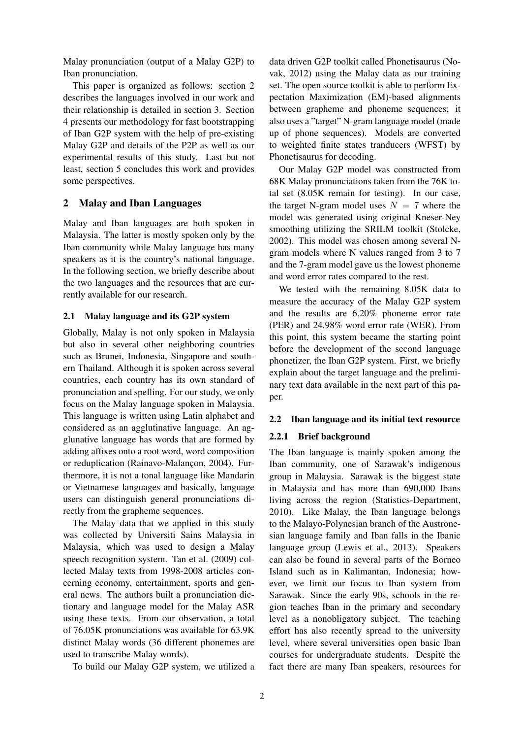Malay pronunciation (output of a Malay G2P) to Iban pronunciation.

This paper is organized as follows: section 2 describes the languages involved in our work and their relationship is detailed in section 3. Section 4 presents our methodology for fast bootstrapping of Iban G2P system with the help of pre-existing Malay G2P and details of the P2P as well as our experimental results of this study. Last but not least, section 5 concludes this work and provides some perspectives.

## 2 Malay and Iban Languages

Malay and Iban languages are both spoken in Malaysia. The latter is mostly spoken only by the Iban community while Malay language has many speakers as it is the country's national language. In the following section, we briefly describe about the two languages and the resources that are currently available for our research.

### 2.1 Malay language and its G2P system

Globally, Malay is not only spoken in Malaysia but also in several other neighboring countries such as Brunei, Indonesia, Singapore and southern Thailand. Although it is spoken across several countries, each country has its own standard of pronunciation and spelling. For our study, we only focus on the Malay language spoken in Malaysia. This language is written using Latin alphabet and considered as an agglutinative language. An agglunative language has words that are formed by adding affixes onto a root word, word composition or reduplication (Rainavo-Malançon, 2004). Furthermore, it is not a tonal language like Mandarin or Vietnamese languages and basically, language users can distinguish general pronunciations directly from the grapheme sequences.

The Malay data that we applied in this study was collected by Universiti Sains Malaysia in Malaysia, which was used to design a Malay speech recognition system. Tan et al. (2009) collected Malay texts from 1998-2008 articles concerning economy, entertainment, sports and general news. The authors built a pronunciation dictionary and language model for the Malay ASR using these texts. From our observation, a total of 76.05K pronunciations was available for 63.9K distinct Malay words (36 different phonemes are used to transcribe Malay words).

To build our Malay G2P system, we utilized a data driven G2P toolkit called Phonetisaurus (Novak, 2012) using the Malay data as our training set. The open source toolkit is able to perform Expectation Maximization (EM)-based alignments between grapheme and phoneme sequences; it also uses a "target" N-gram language model (made up of phone sequences). Models are converted to weighted finite states tranducers (WFST) by Phonetisaurus for decoding.

Our Malay G2P model was constructed from 68K Malay pronunciations taken from the 76K total set (8.05K remain for testing). In our case, the target N-gram model uses $N = 7$ where the model was generated using original Kneser-Ney smoothing utilizing the SRILM toolkit (Stolcke, 2002). This model was chosen among several N-gram models where N values ranged from 3 to 7 and the 7-gram model gave us the lowest phoneme and word error rates compared to the rest.

We tested with the remaining 8.05K data to measure the accuracy of the Malay G2P system and the results are 6.20% phoneme error rate (PER) and 24.98% word error rate (WER). From this point, this system became the starting point before the development of the second language phonetizer, the Iban G2P system. First, we briefly explain about the target language and the preliminary text data available in the next part of this paper.

### 2.2 Iban language and its initial text resource

#### 2.2.1 Brief background

The Iban language is mainly spoken among the Iban community, one of Sarawak's indigenous group in Malaysia. Sarawak is the biggest state in Malaysia and has more than 690,000 Ibans living across the region (Statistics-Department, 2010). Like Malay, the Iban language belongs to the Malayo-Polynesian branch of the Austronesian language family and Iban falls in the Ibanic language group (Lewis et al., 2013). Speakers can also be found in several parts of the Borneo Island such as in Kalimantan, Indonesia; however, we limit our focus to Iban system from Sarawak. Since the early 90s, schools in the region teaches Iban in the primary and secondary level as a nonobligatory subject. The teaching effort has also recently spread to the university level, where several universities open basic Iban courses for undergraduate students. Despite the fact there are many Iban speakers, resources for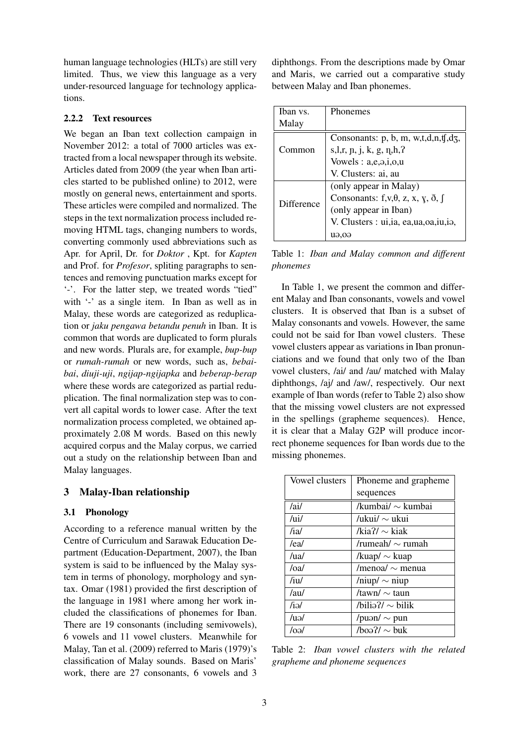human language technologies (HLTs) are still very limited. Thus, we view this language as a very under-resourced language for technology applications.

#### 2.2.2 Text resources

We began an Iban text collection campaign in November 2012: a total of 7000 articles was extracted from a local newspaper through its website. Articles dated from 2009 (the year when Iban articles started to be published online) to 2012, were mostly on general news, entertainment and sports. These articles were compiled and normalized. The steps in the text normalization process included removing HTML tags, changing numbers to words, converting commonly used abbreviations such as Apr. for April, Dr. for *Doktor* , Kpt. for *Kapten* and Prof. for *Profesor*, spliting paragraphs to sentences and removing punctuation marks except for '-'. For the latter step, we treated words "tied" with '-' as a single item. In Iban as well as in Malay, these words are categorized as reduplication or *jaku pengawa betandu penuh* in Iban. It is common that words are duplicated to form plurals and new words. Plurals are, for example, *bup-bup* or *rumah-rumah* or new words, such as, *bebai-bai*, *diuji-uji*, *ngijap-ngijapka* and *beberap-berap* where these words are categorized as partial reduplication. The final normalization step was to convert all capital words to lower case. After the text normalization process completed, we obtained approximately 2.08 M words. Based on this newly acquired corpus and the Malay corpus, we carried out a study on the relationship between Iban and Malay languages.

## 3 Malay-Iban relationship

### 3.1 Phonology

According to a reference manual written by the Centre of Curriculum and Sarawak Education Department (Education-Department, 2007), the Iban system is said to be influenced by the Malay system in terms of phonology, morphology and syntax. Omar (1981) provided the first description of the language in 1981 where among her work included the classifications of phonemes for Iban. There are 19 consonants (including semivowels), 6 vowels and 11 vowel clusters. Meanwhile for Malay, Tan et al. (2009) referred to Maris (1979)'s classification of Malay sounds. Based on Maris' work, there are 27 consonants, 6 vowels and 3 diphthongs. From the descriptions made by Omar and Maris, we carried out a comparative study between Malay and Iban phonemes.

| Iban vs. Malay | Phonemes |
|---|---|
| Common | Consonants: p, b, m, w,t,d,n,ʧ,dʒ, s,l,r, ɲ, j, k, g, ŋ,h,ʔ<br>Vowels : a,e,ə,i,o,u<br>V. Clusters: ai, au |
| Difference | (only appear in Malay)<br>Consonants: f,v,θ, z, x, ɣ, ð, ʃ<br>(only appear in Iban)<br>V. Clusters : ui,ia, ea,ua,oa,iu,iə, uə,oə |

Table 1: *Iban and Malay common and different phonemes*

In Table 1, we present the common and different Malay and Iban consonants, vowels and vowel clusters. It is observed that Iban is a subset of Malay consonants and vowels. However, the same could not be said for Iban vowel clusters. These vowel clusters appear as variations in Iban pronunciations and we found that only two of the Iban vowel clusters, /ai/ and /au/ matched with Malay diphthongs, /aj/ and /aw/, respectively. Our next example of Iban words (refer to Table 2) also show that the missing vowel clusters are not expressed in the spellings (grapheme sequences). Hence, it is clear that a Malay G2P will produce incorrect phoneme sequences for Iban words due to the missing phonemes.

| Vowel clusters | Phoneme and grapheme sequences |
|---|---|
| /ai/ | /kumbai/ ∼ kumbai |
| /ui/ | /ukui/ ∼ ukui |
| /ia/ | /kiaʔ/ ∼ kiak |
| /ea/ | /rumeah/ ∼ rumah |
| /ua/ | /kuap/ ∼ kuap |
| /oa/ | /menoa/ ∼ menua |
| /iu/ | /niup/ ∼ niup |
| /au/ | /tawn/ ∼ taun |
| /iə/ | /biliəʔ/ ∼ bilik |
| /uə/ | /puən/ ∼ pun |
| /oə/ | /boəʔ/ ∼ buk |

Table 2: *Iban vowel clusters with the related grapheme and phoneme sequences*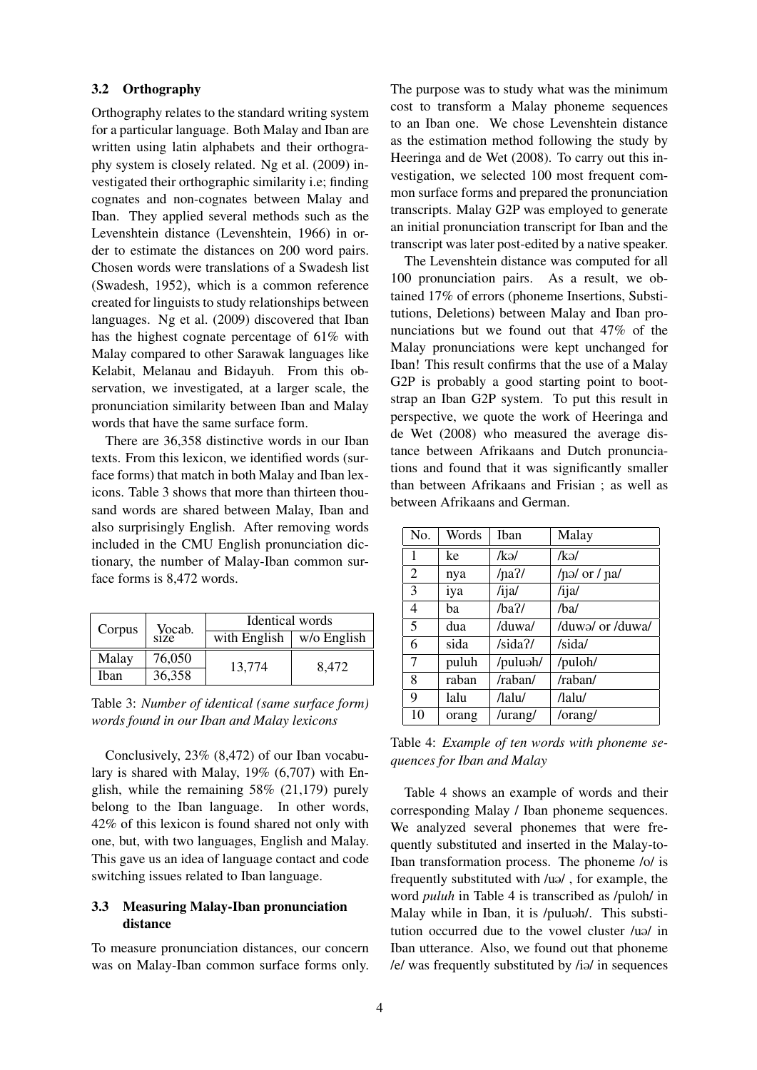### 3.2 Orthography

Orthography relates to the standard writing system for a particular language. Both Malay and Iban are written using latin alphabets and their orthography system is closely related. Ng et al. (2009) investigated their orthographic similarity i.e; finding cognates and non-cognates between Malay and Iban. They applied several methods such as the Levenshtein distance (Levenshtein, 1966) in order to estimate the distances on 200 word pairs. Chosen words were translations of a Swadesh list (Swadesh, 1952), which is a common reference created for linguists to study relationships between languages. Ng et al. (2009) discovered that Iban has the highest cognate percentage of 61% with Malay compared to other Sarawak languages like Kelabit, Melanau and Bidayuh. From this observation, we investigated, at a larger scale, the pronunciation similarity between Iban and Malay words that have the same surface form.

There are 36,358 distinctive words in our Iban texts. From this lexicon, we identified words (surface forms) that match in both Malay and Iban lexicons. Table 3 shows that more than thirteen thousand words are shared between Malay, Iban and also surprisingly English. After removing words included in the CMU English pronunciation dictionary, the number of Malay-Iban common surface forms is 8,472 words.

| Corpus | Vocab. size | Identical words | |
|---|---|---|---|
| | | with English | w/o English |
| Malay | 76,050 | 13,774 | 8,472 |
| Iban | 36,358 | | |

Table 3: *Number of identical (same surface form) words found in our Iban and Malay lexicons*

Conclusively, 23% (8,472) of our Iban vocabulary is shared with Malay, 19% (6,707) with English, while the remaining 58% (21,179) purely belong to the Iban language. In other words, 42% of this lexicon is found shared not only with one, but, with two languages, English and Malay. This gave us an idea of language contact and code switching issues related to Iban language.

### 3.3 Measuring Malay-Iban pronunciation distance

To measure pronunciation distances, our concern was on Malay-Iban common surface forms only. The purpose was to study what was the minimum cost to transform a Malay phoneme sequences to an Iban one. We chose Levenshtein distance as the estimation method following the study by Heeringa and de Wet (2008). To carry out this investigation, we selected 100 most frequent common surface forms and prepared the pronunciation transcripts. Malay G2P was employed to generate an initial pronunciation transcript for Iban and the transcript was later post-edited by a native speaker.

The Levenshtein distance was computed for all 100 pronunciation pairs. As a result, we obtained 17% of errors (phoneme Insertions, Substitutions, Deletions) between Malay and Iban pronunciations but we found out that 47% of the Malay pronunciations were kept unchanged for Iban! This result confirms that the use of a Malay G2P is probably a good starting point to bootstrap an Iban G2P system. To put this result in perspective, we quote the work of Heeringa and de Wet (2008) who measured the average distance between Afrikaans and Dutch pronunciations and found that it was significantly smaller than between Afrikaans and Frisian ; as well as between Afrikaans and German.

| No. | Words | Iban | Malay |
|---|---|---|---|
| 1 | ke | /kə/ | /kə/ |
| 2 | nya | /ɲaʔ/ | /ɲə/ or / ɲa/ |
| 3 | iya | /ija/ | /ija/ |
| 4 | ba | /baʔ/ | /ba/ |
| 5 | dua | /duwa/ | /duwə/ or /duwa/ |
| 6 | sida | /sidaʔ/ | /sida/ |
| 7 | puluh | /puluəh/ | /puloh/ |
| 8 | raban | /raban/ | /raban/ |
| 9 | lalu | /lalu/ | /lalu/ |
| 10 | orang | /urang/ | /orang/ |

Table 4: *Example of ten words with phoneme sequences for Iban and Malay*

Table 4 shows an example of words and their corresponding Malay / Iban phoneme sequences. We analyzed several phonemes that were frequently substituted and inserted in the Malay-to-Iban transformation process. The phoneme /o/ is frequently substituted with /uə/ , for example, the word *puluh* in Table 4 is transcribed as /puloh/ in Malay while in Iban, it is /puluəh/. This substitution occurred due to the vowel cluster /uə/ in Iban utterance. Also, we found out that phoneme /e/ was frequently substituted by /iə/ in sequences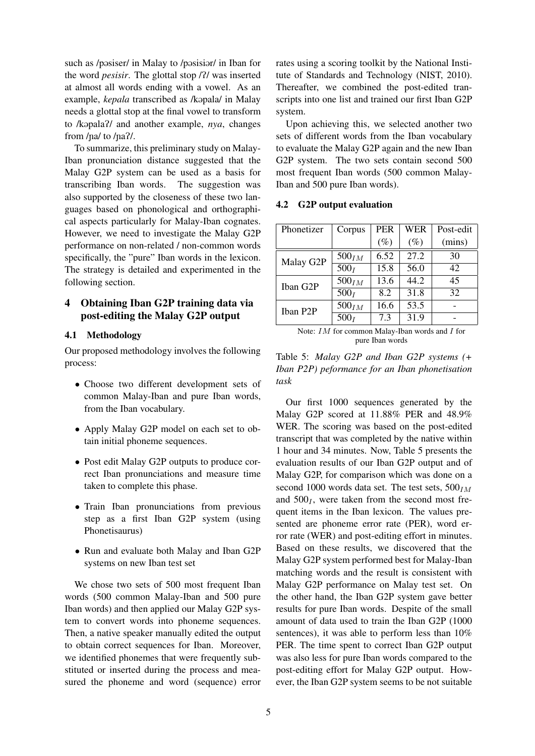such as /pəsiser/ in Malay to /pəsisiər/ in Iban for the word *pesisir*. The glottal stop /ʔ/ was inserted at almost all words ending with a vowel. As an example, *kepala* transcribed as /kəpala/ in Malay needs a glottal stop at the final vowel to transform to /kəpalaʔ/ and another example, *nya*, changes from /ɲa/ to /ɲaʔ/.

To summarize, this preliminary study on Malay-Iban pronunciation distance suggested that the Malay G2P system can be used as a basis for transcribing Iban words. The suggestion was also supported by the closeness of these two languages based on phonological and orthographical aspects particularly for Malay-Iban cognates. However, we need to investigate the Malay G2P performance on non-related / non-common words specifically, the "pure" Iban words in the lexicon. The strategy is detailed and experimented in the following section.

## 4 Obtaining Iban G2P training data via post-editing the Malay G2P output

### 4.1 Methodology

Our proposed methodology involves the following process:

- Choose two different development sets of common Malay-Iban and pure Iban words, from the Iban vocabulary.
- Apply Malay G2P model on each set to obtain initial phoneme sequences.
- Post edit Malay G2P outputs to produce correct Iban pronunciations and measure time taken to complete this phase.
- Train Iban pronunciations from previous step as a first Iban G2P system (using Phonetisaurus)
- Run and evaluate both Malay and Iban G2P systems on new Iban test set

We chose two sets of 500 most frequent Iban words (500 common Malay-Iban and 500 pure Iban words) and then applied our Malay G2P system to convert words into phoneme sequences. Then, a native speaker manually edited the output to obtain correct sequences for Iban. Moreover, we identified phonemes that were frequently substituted or inserted during the process and measured the phoneme and word (sequence) error rates using a scoring toolkit by the National Institute of Standards and Technology (NIST, 2010). Thereafter, we combined the post-edited transcripts into one list and trained our first Iban G2P system.

Upon achieving this, we selected another two sets of different words from the Iban vocabulary to evaluate the Malay G2P again and the new Iban G2P system. The two sets contain second 500 most frequent Iban words (500 common Malay-Iban and 500 pure Iban words).

### 4.2 G2P output evaluation

| Phonetizer | Corpus | PER (%) | WER (%) | Post-edit (mins) |
|---|---|---|---|---|
| Malay G2P | $500_{IM}$ | 6.52 | 27.2 | 30 |
| | $500_{I}$ | 15.8 | 56.0 | 42 |
| Iban G2P | $500_{IM}$ | 13.6 | 44.2 | 45 |
| | $500_{I}$ | 8.2 | 31.8 | 32 |
| Iban P2P | $500_{IM}$ | 16.6 | 53.5 | - |
| | $500_{I}$ | 7.3 | 31.9 | - |

Note: $IM$ for common Malay-Iban words and $I$ for pure Iban words

Table 5: *Malay G2P and Iban G2P systems (+ Iban P2P) peformance for an Iban phonetisation task*

Our first 1000 sequences generated by the Malay G2P scored at 11.88% PER and 48.9% WER. The scoring was based on the post-edited transcript that was completed by the native within 1 hour and 34 minutes. Now, Table 5 presents the evaluation results of our Iban G2P output and of Malay G2P, for comparison which was done on a second 1000 words data set. The test sets, $500_{IM}$ and $500_{I}$, were taken from the second most frequent items in the Iban lexicon. The values presented are phoneme error rate (PER), word error rate (WER) and post-editing effort in minutes. Based on these results, we discovered that the Malay G2P system performed best for Malay-Iban matching words and the result is consistent with Malay G2P performance on Malay test set. On the other hand, the Iban G2P system gave better results for pure Iban words. Despite of the small amount of data used to train the Iban G2P (1000 sentences), it was able to perform less than 10% PER. The time spent to correct Iban G2P output was also less for pure Iban words compared to the post-editing effort for Malay G2P output. However, the Iban G2P system seems to be not suitable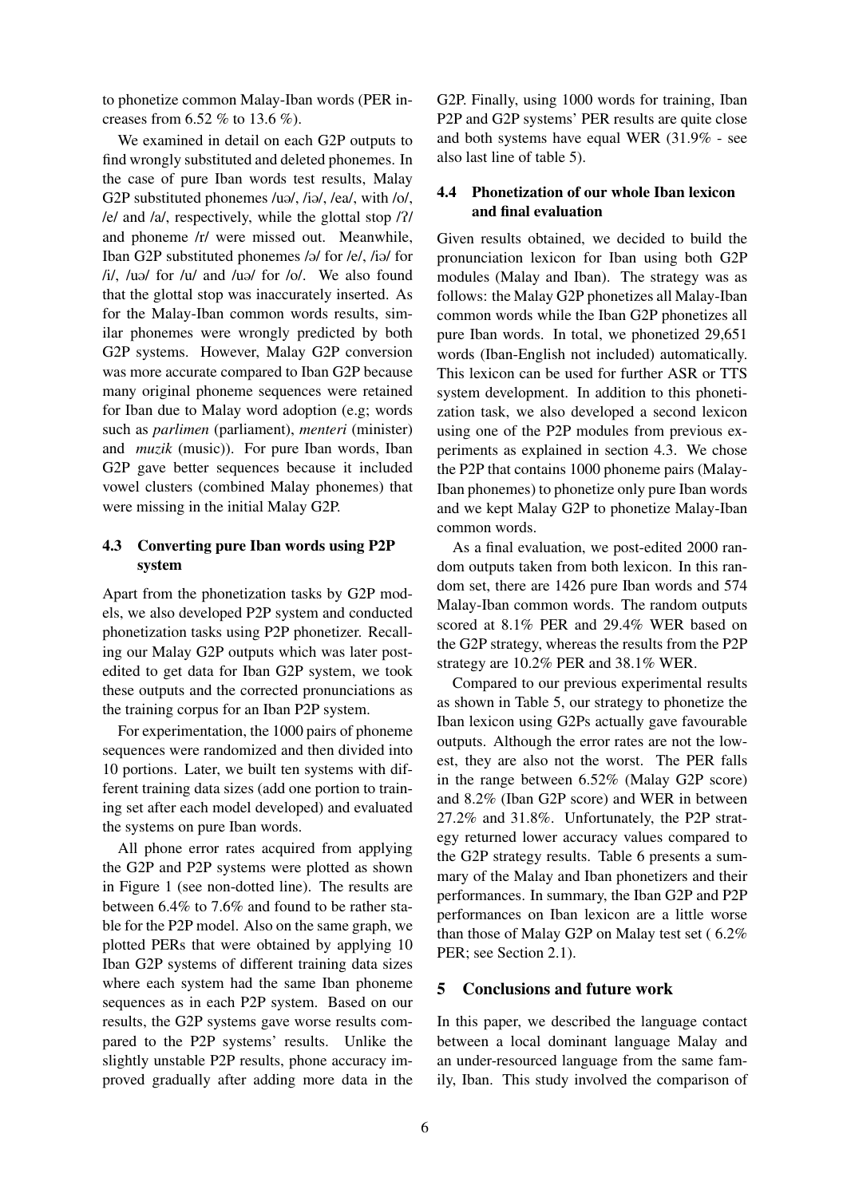to phonetize common Malay-Iban words (PER increases from 6.52 % to 13.6 %).

We examined in detail on each G2P outputs to find wrongly substituted and deleted phonemes. In the case of pure Iban words test results, Malay G2P substituted phonemes /uə/, /iə/, /ea/, with /o/, /e/ and /a/, respectively, while the glottal stop /ʔ/ and phoneme /r/ were missed out. Meanwhile, Iban G2P substituted phonemes /ə/ for /e/, /iə/ for /i/, /uə/ for /u/ and /uə/ for /o/. We also found that the glottal stop was inaccurately inserted. As for the Malay-Iban common words results, similar phonemes were wrongly predicted by both G2P systems. However, Malay G2P conversion was more accurate compared to Iban G2P because many original phoneme sequences were retained for Iban due to Malay word adoption (e.g; words such as *parlimen* (parliament), *menteri* (minister) and *muzik* (music)). For pure Iban words, Iban G2P gave better sequences because it included vowel clusters (combined Malay phonemes) that were missing in the initial Malay G2P.

### 4.3 Converting pure Iban words using P2P system

Apart from the phonetization tasks by G2P models, we also developed P2P system and conducted phonetization tasks using P2P phonetizer. Recalling our Malay G2P outputs which was later post-edited to get data for Iban G2P system, we took these outputs and the corrected pronunciations as the training corpus for an Iban P2P system.

For experimentation, the 1000 pairs of phoneme sequences were randomized and then divided into 10 portions. Later, we built ten systems with different training data sizes (add one portion to training set after each model developed) and evaluated the systems on pure Iban words.

All phone error rates acquired from applying the G2P and P2P systems were plotted as shown in Figure 1 (see non-dotted line). The results are between 6.4% to 7.6% and found to be rather stable for the P2P model. Also on the same graph, we plotted PERs that were obtained by applying 10 Iban G2P systems of different training data sizes where each system had the same Iban phoneme sequences as in each P2P system. Based on our results, the G2P systems gave worse results compared to the P2P systems' results. Unlike the slightly unstable P2P results, phone accuracy improved gradually after adding more data in the G2P. Finally, using 1000 words for training, Iban P2P and G2P systems' PER results are quite close and both systems have equal WER (31.9% - see also last line of table 5).

### 4.4 Phonetization of our whole Iban lexicon and final evaluation

Given results obtained, we decided to build the pronunciation lexicon for Iban using both G2P modules (Malay and Iban). The strategy was as follows: the Malay G2P phonetizes all Malay-Iban common words while the Iban G2P phonetizes all pure Iban words. In total, we phonetized 29,651 words (Iban-English not included) automatically. This lexicon can be used for further ASR or TTS system development. In addition to this phonetization task, we also developed a second lexicon using one of the P2P modules from previous experiments as explained in section 4.3. We chose the P2P that contains 1000 phoneme pairs (Malay-Iban phonemes) to phonetize only pure Iban words and we kept Malay G2P to phonetize Malay-Iban common words.

As a final evaluation, we post-edited 2000 random outputs taken from both lexicon. In this random set, there are 1426 pure Iban words and 574 Malay-Iban common words. The random outputs scored at 8.1% PER and 29.4% WER based on the G2P strategy, whereas the results from the P2P strategy are 10.2% PER and 38.1% WER.

Compared to our previous experimental results as shown in Table 5, our strategy to phonetize the Iban lexicon using G2Ps actually gave favourable outputs. Although the error rates are not the lowest, they are also not the worst. The PER falls in the range between 6.52% (Malay G2P score) and 8.2% (Iban G2P score) and WER in between 27.2% and 31.8%. Unfortunately, the P2P strategy returned lower accuracy values compared to the G2P strategy results. Table 6 presents a summary of the Malay and Iban phonetizers and their performances. In summary, the Iban G2P and P2P performances on Iban lexicon are a little worse than those of Malay G2P on Malay test set ( 6.2% PER; see Section 2.1).

## 5 Conclusions and future work

In this paper, we described the language contact between a local dominant language Malay and an under-resourced language from the same family, Iban. This study involved the comparison of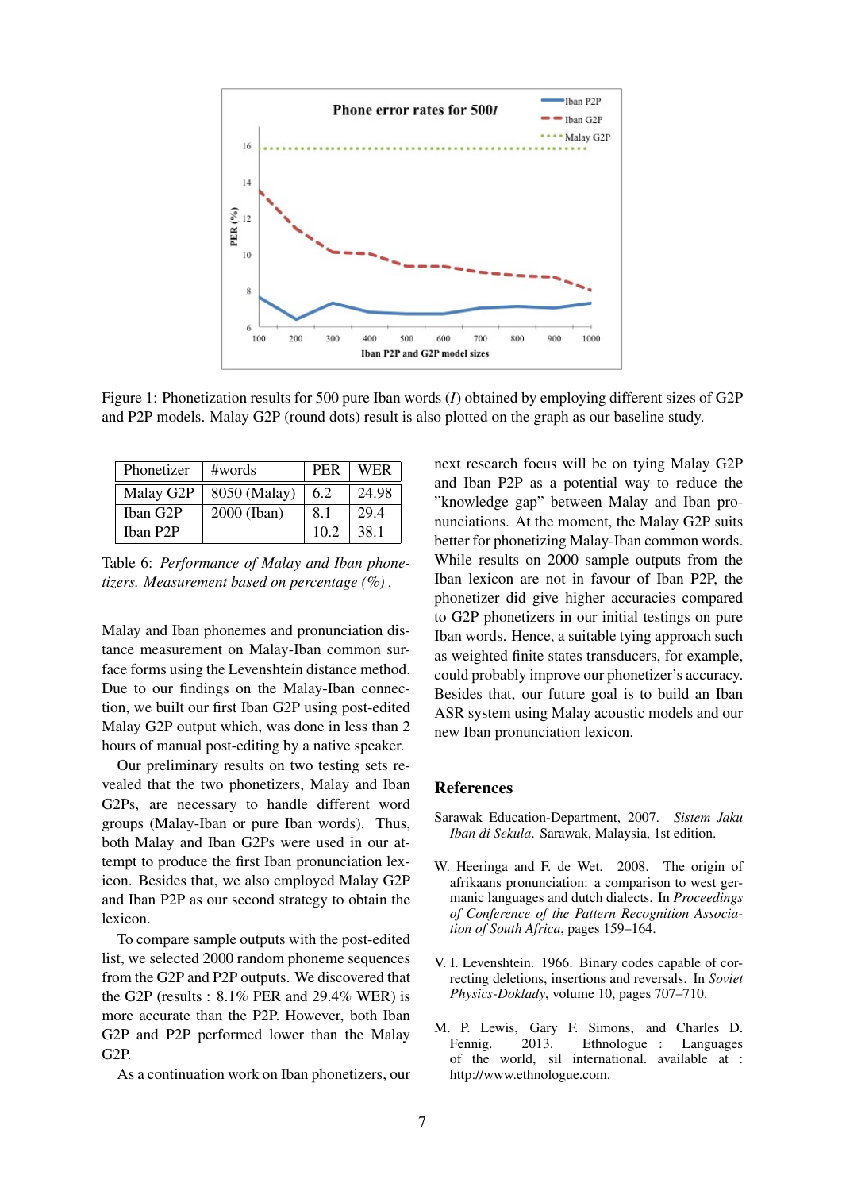Figure 1: Phonetization results for 500 pure Iban words (*I*) obtained by employing different sizes of G2P and P2P models. Malay G2P (round dots) result is also plotted on the graph as our baseline study.

| Phonetizer | #words | PER | WER |
|---|---|---|---|
| Malay G2P | 8050 (Malay) | 6.2 | 24.98 |
| Iban G2P | 2000 (Iban) | 8.1 | 29.4 |
| Iban P2P | | 10.2 | 38.1 |

Table 6: *Performance of Malay and Iban phonetizers. Measurement based on percentage (%)* .

Malay and Iban phonemes and pronunciation distance measurement on Malay-Iban common surface forms using the Levenshtein distance method. Due to our findings on the Malay-Iban connection, we built our first Iban G2P using post-edited Malay G2P output which, was done in less than 2 hours of manual post-editing by a native speaker.

Our preliminary results on two testing sets revealed that the two phonetizers, Malay and Iban G2Ps, are necessary to handle different word groups (Malay-Iban or pure Iban words). Thus, both Malay and Iban G2Ps were used in our attempt to produce the first Iban pronunciation lexicon. Besides that, we also employed Malay G2P and Iban P2P as our second strategy to obtain the lexicon.

To compare sample outputs with the post-edited list, we selected 2000 random phoneme sequences from the G2P and P2P outputs. We discovered that the G2P (results : 8.1% PER and 29.4% WER) is more accurate than the P2P. However, both Iban G2P and P2P performed lower than the Malay G2P.

As a continuation work on Iban phonetizers, our next research focus will be on tying Malay G2P and Iban P2P as a potential way to reduce the "knowledge gap" between Malay and Iban pronunciations. At the moment, the Malay G2P suits better for phonetizing Malay-Iban common words. While results on 2000 sample outputs from the Iban lexicon are not in favour of Iban P2P, the phonetizer did give higher accuracies compared to G2P phonetizers in our initial testings on pure Iban words. Hence, a suitable tying approach such as weighted finite states transducers, for example, could probably improve our phonetizer's accuracy. Besides that, our future goal is to build an Iban ASR system using Malay acoustic models and our new Iban pronunciation lexicon.

## References

Sarawak Education-Department, 2007. *Sistem Jaku Iban di Sekula*. Sarawak, Malaysia, 1st edition.

W. Heeringa and F. de Wet. 2008. The origin of afrikaans pronunciation: a comparison to west germanic languages and dutch dialects. In *Proceedings of Conference of the Pattern Recognition Association of South Africa*, pages 159–164.

V. I. Levenshtein. 1966. Binary codes capable of correcting deletions, insertions and reversals. In *Soviet Physics-Doklady*, volume 10, pages 707–710.

M. P. Lewis, Gary F. Simons, and Charles D. Fennig. 2013. Ethnologue : Languages of the world, sil international. available at : http://www.ethnologue.com.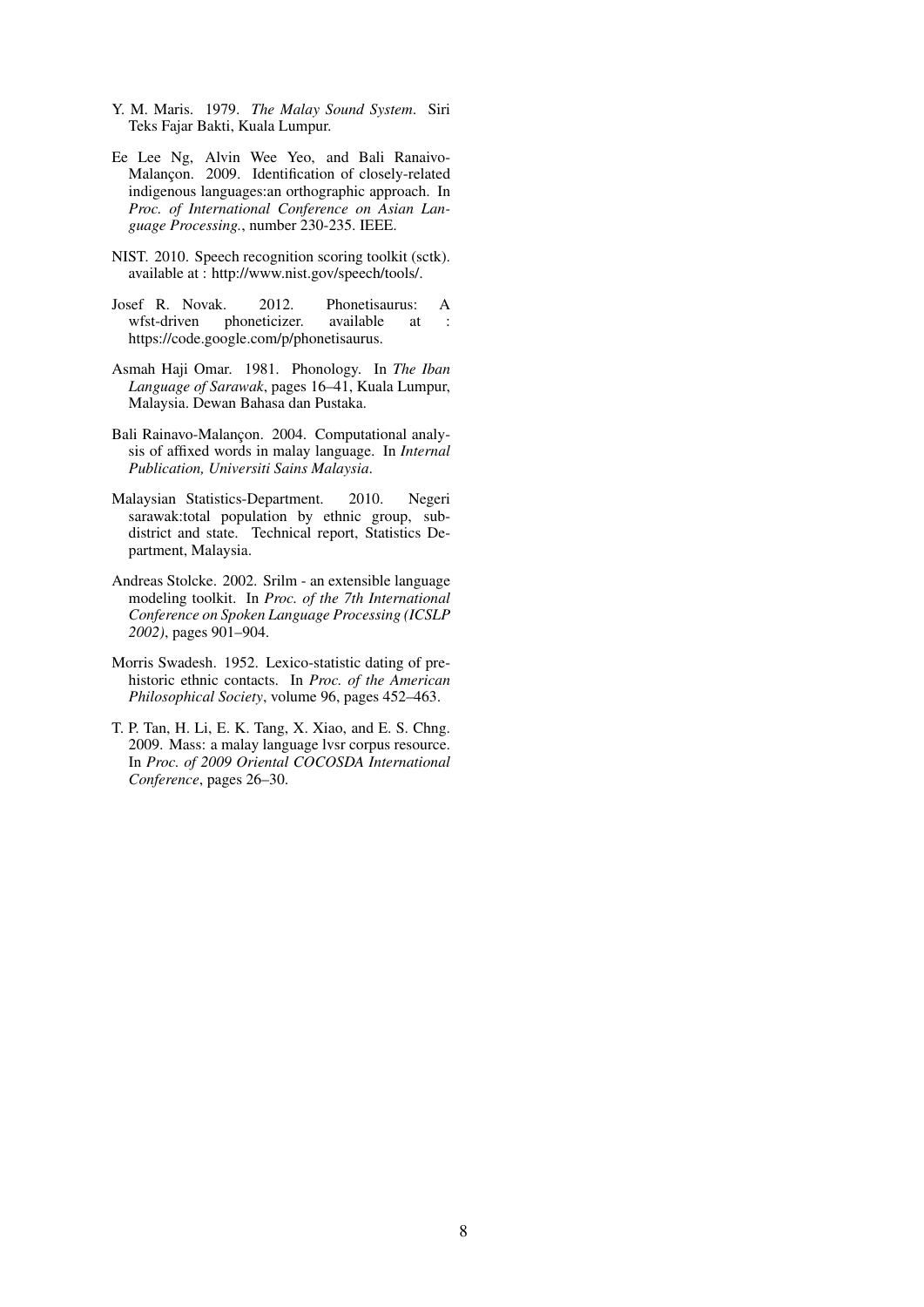Y. M. Maris. 1979. *The Malay Sound System*. Siri Teks Fajar Bakti, Kuala Lumpur.

Ee Lee Ng, Alvin Wee Yeo, and Bali Ranaivo-Malançon. 2009. Identification of closely-related indigenous languages:an orthographic approach. In *Proc. of International Conference on Asian Language Processing.*, number 230-235. IEEE.

NIST. 2010. Speech recognition scoring toolkit (sctk). available at : http://www.nist.gov/speech/tools/.

Josef R. Novak. 2012. Phonetisaurus: A wfst-driven phoneticizer. available at : https://code.google.com/p/phonetisaurus.

Asmah Haji Omar. 1981. Phonology. In *The Iban Language of Sarawak*, pages 16–41, Kuala Lumpur, Malaysia. Dewan Bahasa dan Pustaka.

Bali Rainavo-Malançon. 2004. Computational analysis of affixed words in malay language. In *Internal Publication, Universiti Sains Malaysia*.

Malaysian Statistics-Department. 2010. Negeri sarawak:total population by ethnic group, subdistrict and state. Technical report, Statistics Department, Malaysia.

Andreas Stolcke. 2002. Srilm - an extensible language modeling toolkit. In *Proc. of the 7th International Conference on Spoken Language Processing (ICSLP 2002)*, pages 901–904.

Morris Swadesh. 1952. Lexico-statistic dating of prehistoric ethnic contacts. In *Proc. of the American Philosophical Society*, volume 96, pages 452–463.

T. P. Tan, H. Li, E. K. Tang, X. Xiao, and E. S. Chng. 2009. Mass: a malay language lvsr corpus resource. In *Proc. of 2009 Oriental COCOSDA International Conference*, pages 26–30.